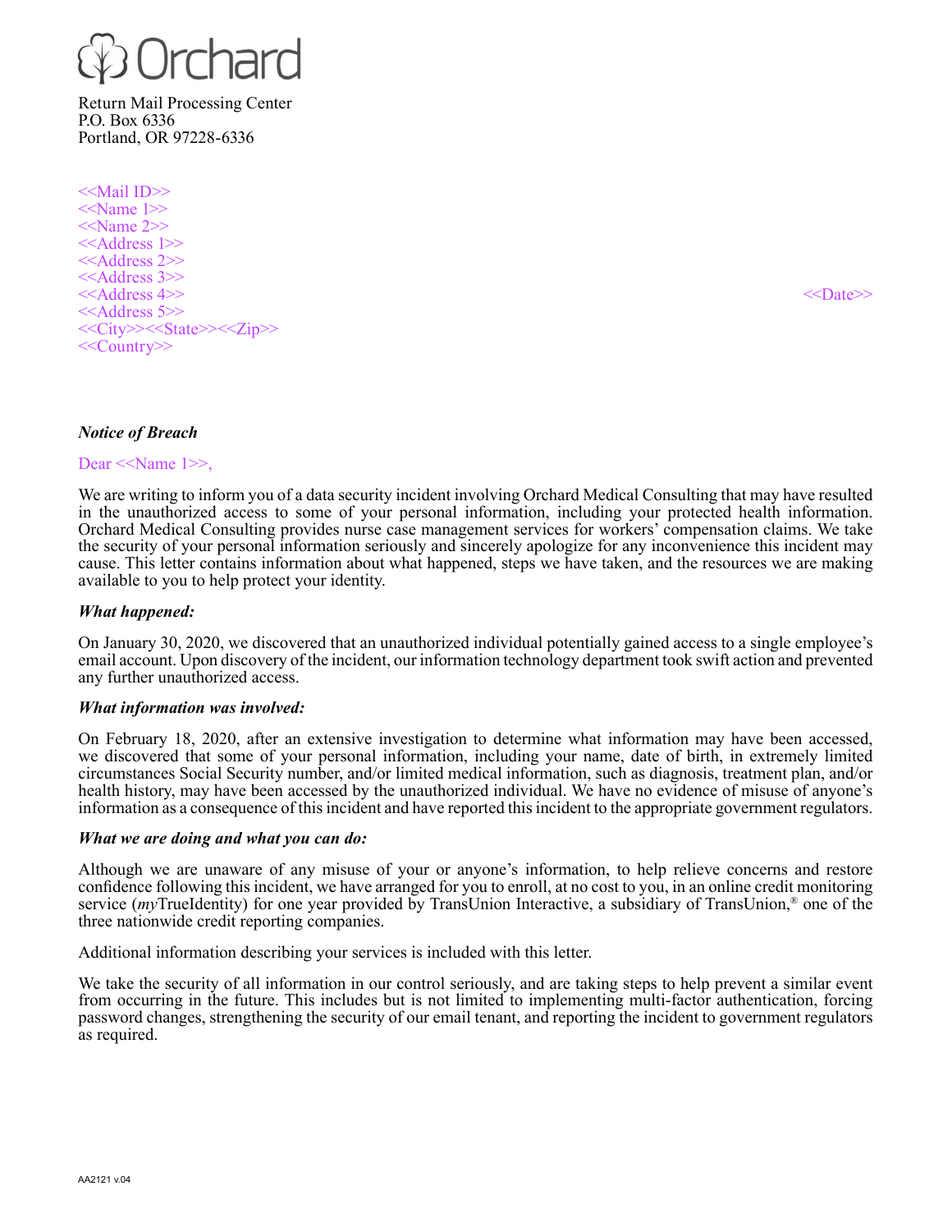Orchard

Return Mail Processing Center
P.O. Box 6336
Portland, OR 97228-6336

<<Mail ID>>
<<Name 1>>
<<Name 2>>
<<Address 1>>
<<Address 2>>
<<Address 3>>
<<Address 4>>
<<Address 5>>
<<City>><<State>><<Zip>>
<<Country>>

<<Date>>

***Notice of Breach***

Dear <<Name 1>>,

We are writing to inform you of a data security incident involving Orchard Medical Consulting that may have resulted in the unauthorized access to some of your personal information, including your protected health information. Orchard Medical Consulting provides nurse case management services for workers' compensation claims. We take the security of your personal information seriously and sincerely apologize for any inconvenience this incident may cause. This letter contains information about what happened, steps we have taken, and the resources we are making available to you to help protect your identity.

***What happened:***

On January 30, 2020, we discovered that an unauthorized individual potentially gained access to a single employee's email account. Upon discovery of the incident, our information technology department took swift action and prevented any further unauthorized access.

***What information was involved:***

On February 18, 2020, after an extensive investigation to determine what information may have been accessed, we discovered that some of your personal information, including your name, date of birth, in extremely limited circumstances Social Security number, and/or limited medical information, such as diagnosis, treatment plan, and/or health history, may have been accessed by the unauthorized individual. We have no evidence of misuse of anyone's information as a consequence of this incident and have reported this incident to the appropriate government regulators.

***What we are doing and what you can do:***

Although we are unaware of any misuse of your or anyone's information, to help relieve concerns and restore confidence following this incident, we have arranged for you to enroll, at no cost to you, in an online credit monitoring service (*my*TrueIdentity) for one year provided by TransUnion Interactive, a subsidiary of TransUnion,® one of the three nationwide credit reporting companies.

Additional information describing your services is included with this letter.

We take the security of all information in our control seriously, and are taking steps to help prevent a similar event from occurring in the future. This includes but is not limited to implementing multi-factor authentication, forcing password changes, strengthening the security of our email tenant, and reporting the incident to government regulators as required.

AA2121 v.04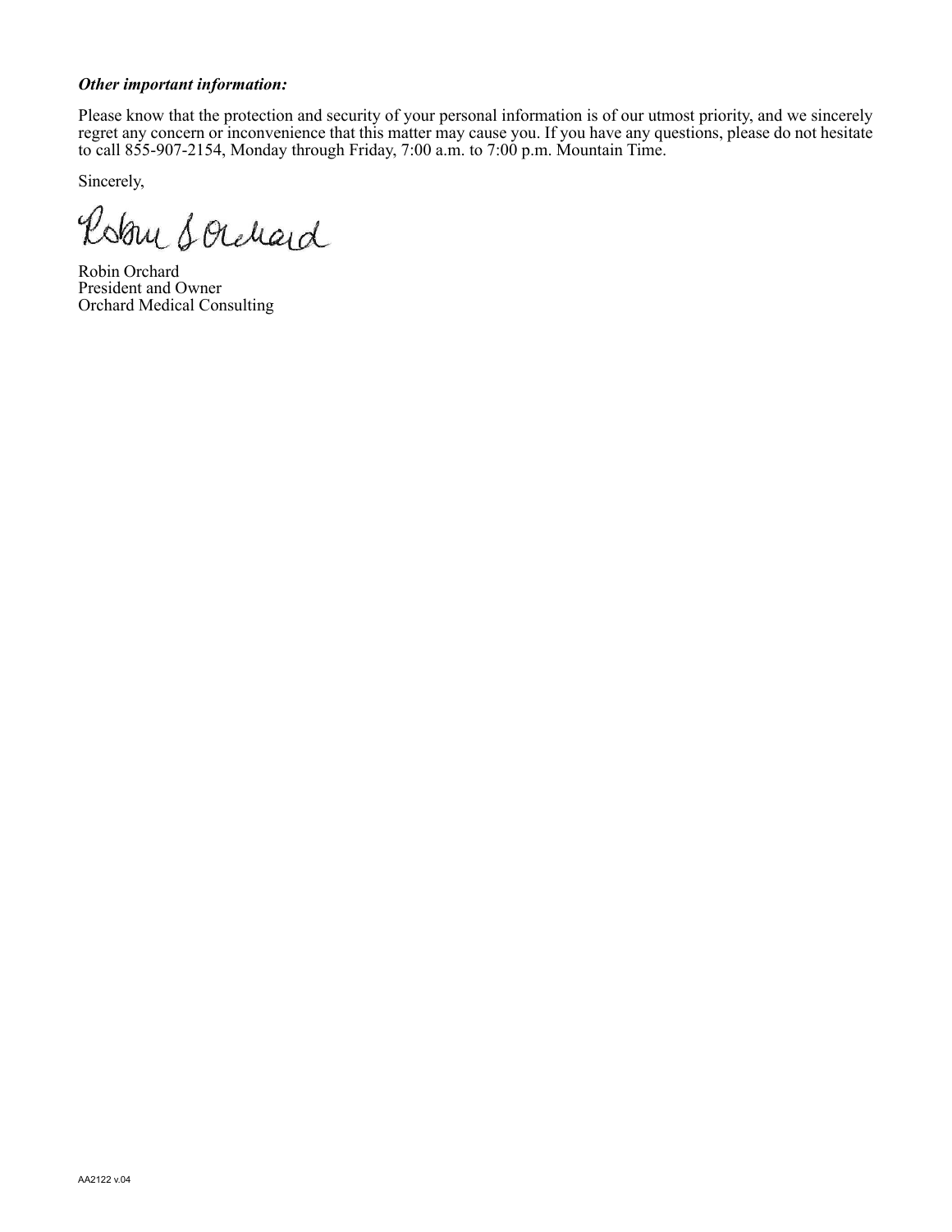***Other important information:***

Please know that the protection and security of your personal information is of our utmost priority, and we sincerely regret any concern or inconvenience that this matter may cause you. If you have any questions, please do not hesitate to call 855-907-2154, Monday through Friday, 7:00 a.m. to 7:00 p.m. Mountain Time.

Sincerely,

Robin S Orchard

Robin Orchard
President and Owner
Orchard Medical Consulting

AA2122 v.04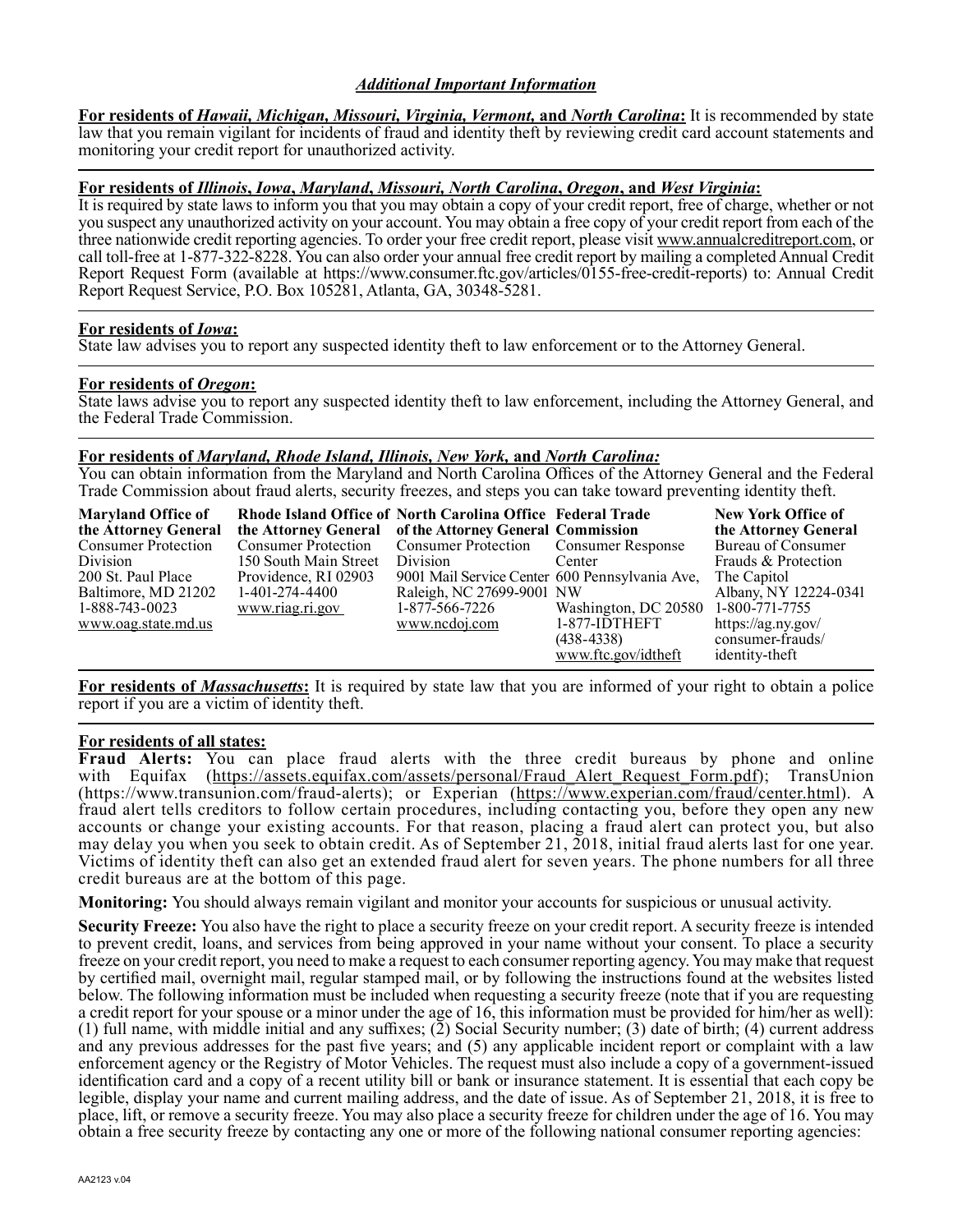## *Additional Important Information*

**For residents of *Hawaii, Michigan, Missouri, Virginia, Vermont,* and *North Carolina*:** It is recommended by state law that you remain vigilant for incidents of fraud and identity theft by reviewing credit card account statements and monitoring your credit report for unauthorized activity.

---

**For residents of *Illinois*, *Iowa*, *Maryland*, *Missouri*, *North Carolina*, *Oregon*, and *West Virginia*:**
It is required by state laws to inform you that you may obtain a copy of your credit report, free of charge, whether or not you suspect any unauthorized activity on your account. You may obtain a free copy of your credit report from each of the three nationwide credit reporting agencies. To order your free credit report, please visit www.annualcreditreport.com, or call toll-free at 1-877-322-8228. You can also order your annual free credit report by mailing a completed Annual Credit Report Request Form (available at https://www.consumer.ftc.gov/articles/0155-free-credit-reports) to: Annual Credit Report Request Service, P.O. Box 105281, Atlanta, GA, 30348-5281.

---

**For residents of *Iowa*:**
State law advises you to report any suspected identity theft to law enforcement or to the Attorney General.

---

**For residents of *Oregon*:**
State laws advise you to report any suspected identity theft to law enforcement, including the Attorney General, and the Federal Trade Commission.

---

**For residents of *Maryland, Rhode Island, Illinois, New York,* and *North Carolina:***
You can obtain information from the Maryland and North Carolina Offices of the Attorney General and the Federal Trade Commission about fraud alerts, security freezes, and steps you can take toward preventing identity theft.

| Maryland Office of the Attorney General | Rhode Island Office of the Attorney General | North Carolina Office of the Attorney General | Federal Trade Commission | New York Office of the Attorney General |
|---|---|---|---|---|
| Consumer Protection Division<br>200 St. Paul Place<br>Baltimore, MD 21202<br>1-888-743-0023<br>www.oag.state.md.us | Consumer Protection<br>150 South Main Street<br>Providence, RI 02903<br>1-401-274-4400<br>www.riag.ri.gov | Consumer Protection Division<br>9001 Mail Service Center<br>Raleigh, NC 27699-9001<br>1-877-566-7226<br>www.ncdoj.com | Consumer Response Center<br>600 Pennsylvania Ave, NW<br>Washington, DC 20580<br>1-877-IDTHEFT (438-4338)<br>www.ftc.gov/idtheft | Bureau of Consumer Frauds & Protection<br>The Capitol<br>Albany, NY 12224-0341<br>1-800-771-7755<br>https://ag.ny.gov/consumer-frauds/identity-theft |

---

**For residents of *Massachusetts*:** It is required by state law that you are informed of your right to obtain a police report if you are a victim of identity theft.

---

**For residents of all states:**
**Fraud Alerts:** You can place fraud alerts with the three credit bureaus by phone and online with Equifax (https://assets.equifax.com/assets/personal/Fraud_Alert_Request_Form.pdf); TransUnion (https://www.transunion.com/fraud-alerts); or Experian (https://www.experian.com/fraud/center.html). A fraud alert tells creditors to follow certain procedures, including contacting you, before they open any new accounts or change your existing accounts. For that reason, placing a fraud alert can protect you, but also may delay you when you seek to obtain credit. As of September 21, 2018, initial fraud alerts last for one year. Victims of identity theft can also get an extended fraud alert for seven years. The phone numbers for all three credit bureaus are at the bottom of this page.

**Monitoring:** You should always remain vigilant and monitor your accounts for suspicious or unusual activity.

**Security Freeze:** You also have the right to place a security freeze on your credit report. A security freeze is intended to prevent credit, loans, and services from being approved in your name without your consent. To place a security freeze on your credit report, you need to make a request to each consumer reporting agency. You may make that request by certified mail, overnight mail, regular stamped mail, or by following the instructions found at the websites listed below. The following information must be included when requesting a security freeze (note that if you are requesting a credit report for your spouse or a minor under the age of 16, this information must be provided for him/her as well): (1) full name, with middle initial and any suffixes; (2) Social Security number; (3) date of birth; (4) current address and any previous addresses for the past five years; and (5) any applicable incident report or complaint with a law enforcement agency or the Registry of Motor Vehicles. The request must also include a copy of a government-issued identification card and a copy of a recent utility bill or bank or insurance statement. It is essential that each copy be legible, display your name and current mailing address, and the date of issue. As of September 21, 2018, it is free to place, lift, or remove a security freeze. You may also place a security freeze for children under the age of 16. You may obtain a free security freeze by contacting any one or more of the following national consumer reporting agencies:

AA2123 v.04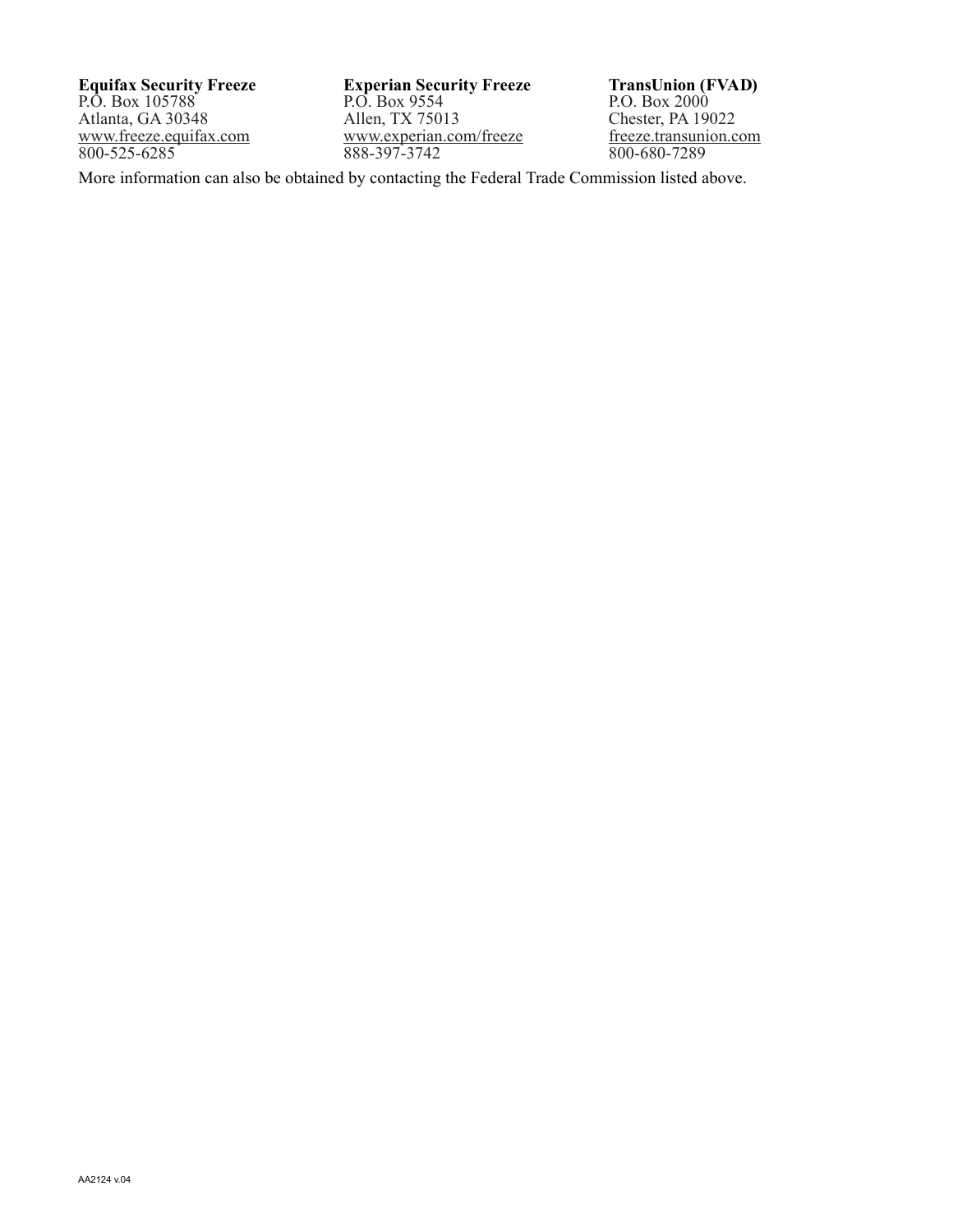**Equifax Security Freeze**
P.O. Box 105788
Atlanta, GA 30348
www.freeze.equifax.com
800-525-6285

**Experian Security Freeze**
P.O. Box 9554
Allen, TX 75013
www.experian.com/freeze
888-397-3742

**TransUnion (FVAD)**
P.O. Box 2000
Chester, PA 19022
freeze.transunion.com
800-680-7289

More information can also be obtained by contacting the Federal Trade Commission listed above.

AA2124 v.04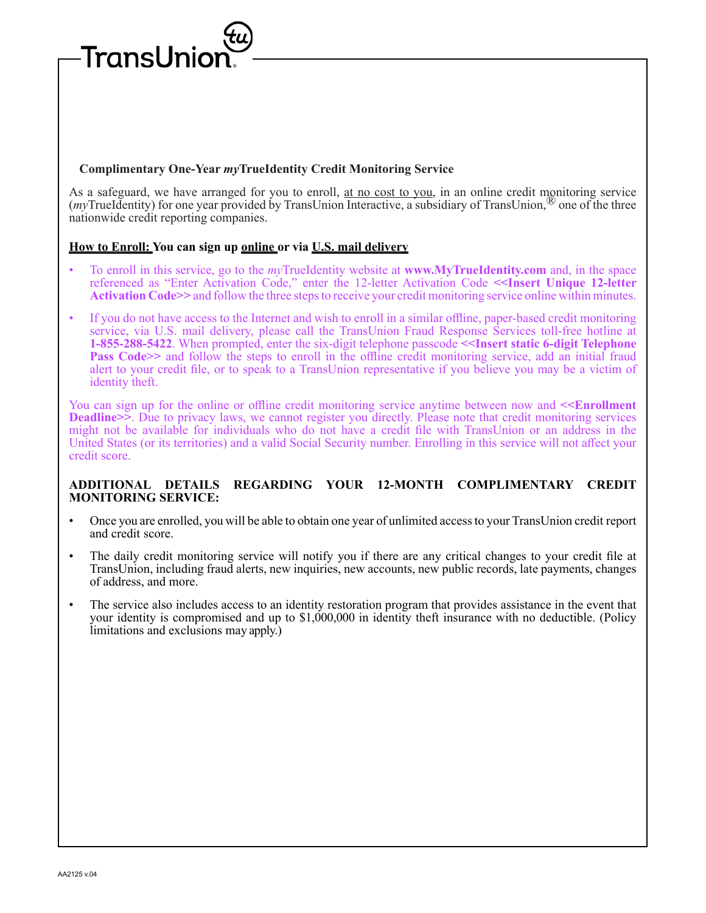TransUnion

**Complimentary One-Year *my*TrueIdentity Credit Monitoring Service**

As a safeguard, we have arranged for you to enroll, at no cost to you, in an online credit monitoring service (*my*TrueIdentity) for one year provided by TransUnion Interactive, a subsidiary of TransUnion,® one of the three nationwide credit reporting companies.

**How to Enroll: You can sign up online or via U.S. mail delivery**

- To enroll in this service, go to the *my*TrueIdentity website at **www.MyTrueIdentity.com** and, in the space referenced as "Enter Activation Code," enter the 12-letter Activation Code **<<Insert Unique 12-letter Activation Code>>** and follow the three steps to receive your credit monitoring service online within minutes.
- If you do not have access to the Internet and wish to enroll in a similar offline, paper-based credit monitoring service, via U.S. mail delivery, please call the TransUnion Fraud Response Services toll-free hotline at **1-855-288-5422**. When prompted, enter the six-digit telephone passcode **<<Insert static 6-digit Telephone Pass Code>>** and follow the steps to enroll in the offline credit monitoring service, add an initial fraud alert to your credit file, or to speak to a TransUnion representative if you believe you may be a victim of identity theft.

You can sign up for the online or offline credit monitoring service anytime between now and **<<Enrollment Deadline>>**. Due to privacy laws, we cannot register you directly. Please note that credit monitoring services might not be available for individuals who do not have a credit file with TransUnion or an address in the United States (or its territories) and a valid Social Security number. Enrolling in this service will not affect your credit score.

**ADDITIONAL DETAILS REGARDING YOUR 12-MONTH COMPLIMENTARY CREDIT MONITORING SERVICE:**

- Once you are enrolled, you will be able to obtain one year of unlimited access to your TransUnion credit report and credit score.
- The daily credit monitoring service will notify you if there are any critical changes to your credit file at TransUnion, including fraud alerts, new inquiries, new accounts, new public records, late payments, changes of address, and more.
- The service also includes access to an identity restoration program that provides assistance in the event that your identity is compromised and up to $1,000,000 in identity theft insurance with no deductible. (Policy limitations and exclusions may apply.)

AA2125 v.04